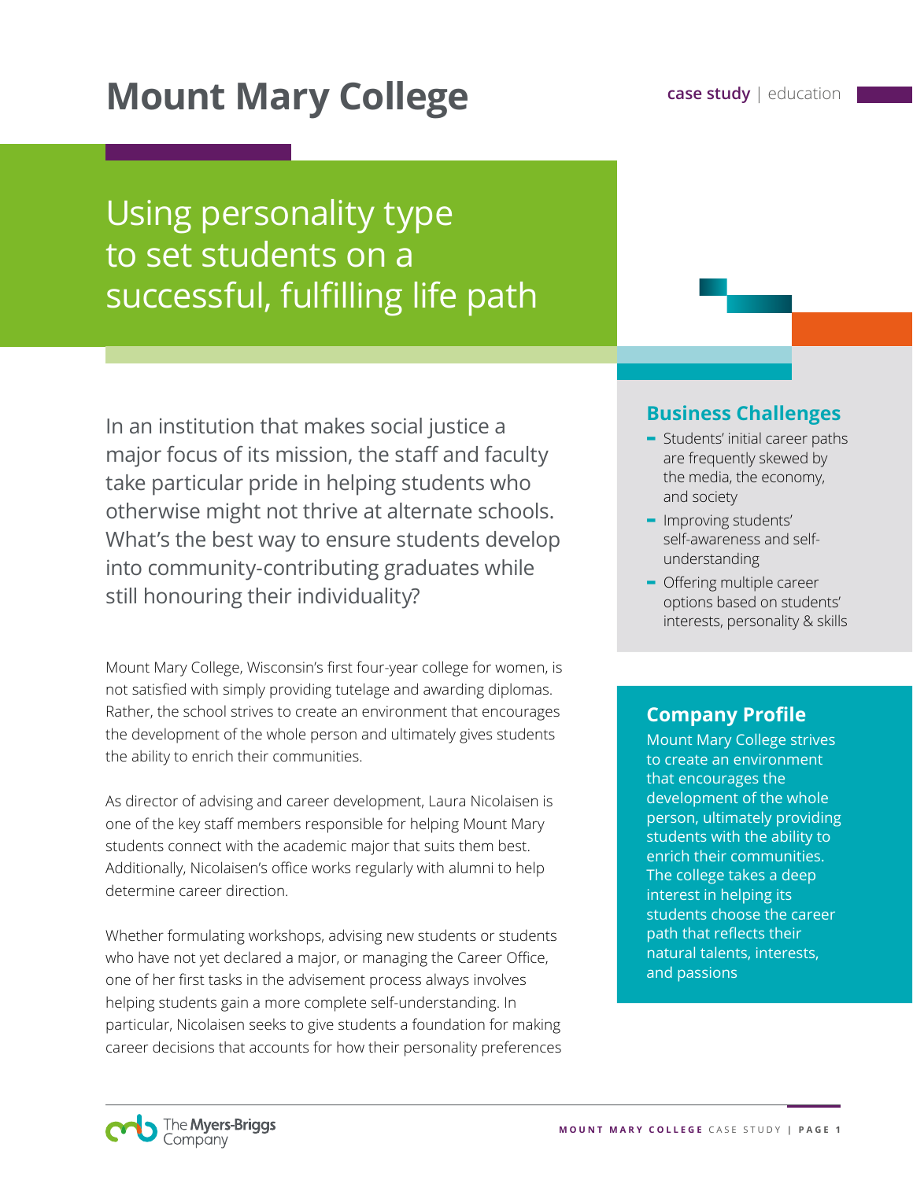# Mount Mary College

case study | education

## Using personality type to set students on a successful, fulfilling life path

In an institution that makes social justice a major focus of its mission, the staff and faculty take particular pride in helping students who otherwise might not thrive at alternate schools. What's the best way to ensure students develop into community-contributing graduates while still honouring their individuality?

Mount Mary College, Wisconsin's first four-year college for women, is not satisfied with simply providing tutelage and awarding diplomas. Rather, the school strives to create an environment that encourages the development of the whole person and ultimately gives students the ability to enrich their communities.

As director of advising and career development, Laura Nicolaisen is one of the key staff members responsible for helping Mount Mary students connect with the academic major that suits them best. Additionally, Nicolaisen's office works regularly with alumni to help determine career direction.

Whether formulating workshops, advising new students or students who have not yet declared a major, or managing the Career Office, one of her first tasks in the advisement process always involves helping students gain a more complete self-understanding. In particular, Nicolaisen seeks to give students a foundation for making career decisions that accounts for how their personality preferences

### Business Challenges

- Students' initial career paths are frequently skewed by the media, the economy, and society
- Improving students' self-awareness and self-understanding
- Offering multiple career options based on students' interests, personality & skills

### Company Profile

Mount Mary College strives to create an environment that encourages the development of the whole person, ultimately providing students with the ability to enrich their communities. The college takes a deep interest in helping its students choose the career path that reflects their natural talents, interests, and passions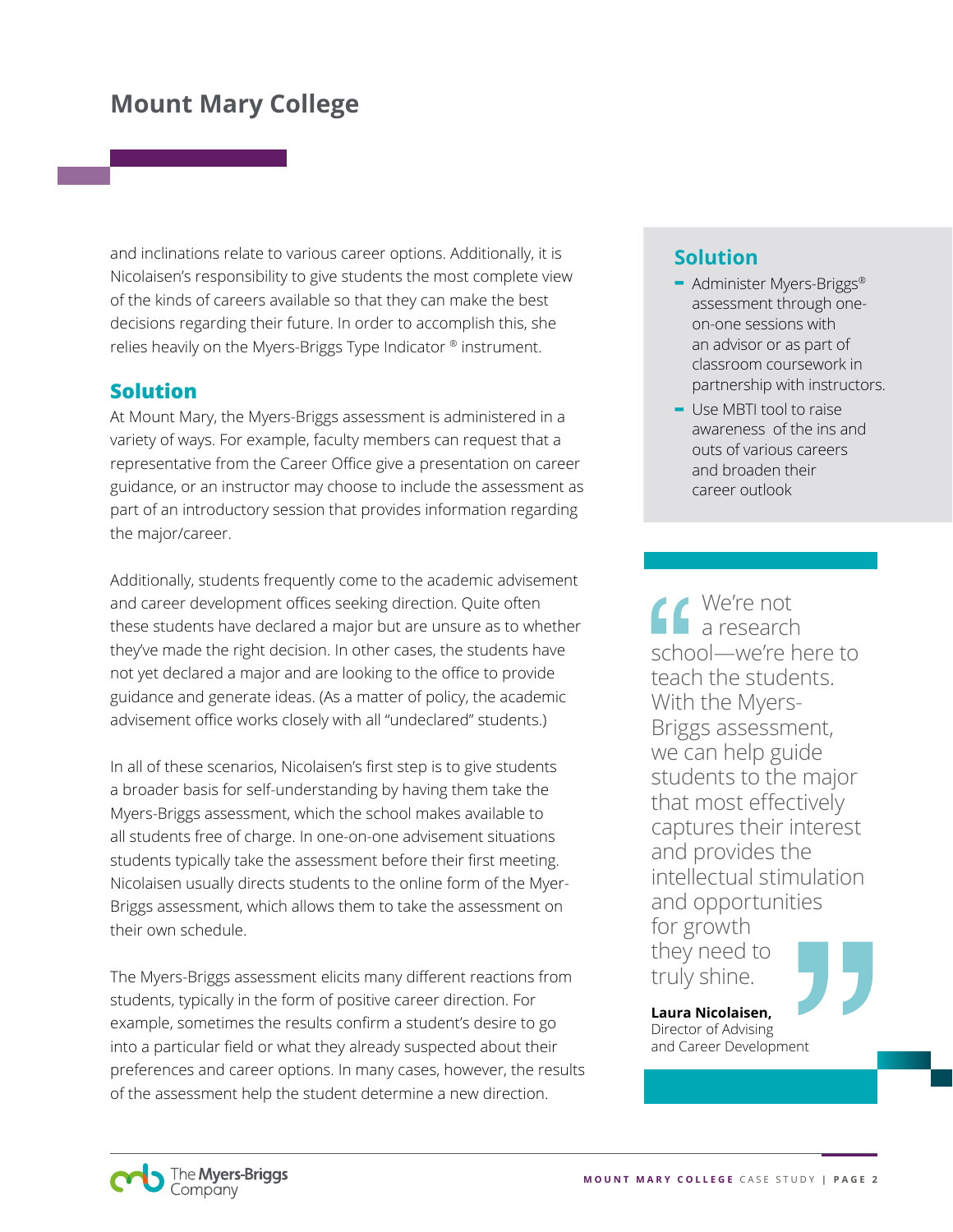and inclinations relate to various career options. Additionally, it is Nicolaisen's responsibility to give students the most complete view of the kinds of careers available so that they can make the best decisions regarding their future. In order to accomplish this, she relies heavily on the Myers-Briggs Type Indicator ® instrument.

## Solution

At Mount Mary, the Myers-Briggs assessment is administered in a variety of ways. For example, faculty members can request that a representative from the Career Office give a presentation on career guidance, or an instructor may choose to include the assessment as part of an introductory session that provides information regarding the major/career.

Additionally, students frequently come to the academic advisement and career development offices seeking direction. Quite often these students have declared a major but are unsure as to whether they've made the right decision. In other cases, the students have not yet declared a major and are looking to the office to provide guidance and generate ideas. (As a matter of policy, the academic advisement office works closely with all "undeclared" students.)

In all of these scenarios, Nicolaisen's first step is to give students a broader basis for self-understanding by having them take the Myers-Briggs assessment, which the school makes available to all students free of charge. In one-on-one advisement situations students typically take the assessment before their first meeting. Nicolaisen usually directs students to the online form of the Myer-Briggs assessment, which allows them to take the assessment on their own schedule.

The Myers-Briggs assessment elicits many different reactions from students, typically in the form of positive career direction. For example, sometimes the results confirm a student's desire to go into a particular field or what they already suspected about their preferences and career options. In many cases, however, the results of the assessment help the student determine a new direction.

## Solution

- Administer Myers-Briggs® assessment through one-on-one sessions with an advisor or as part of classroom coursework in partnership with instructors.
- Use MBTI tool to raise awareness of the ins and outs of various careers and broaden their career outlook

> "We're not a research school—we're here to teach the students. With the Myers-Briggs assessment, we can help guide students to the major that most effectively captures their interest and provides the intellectual stimulation and opportunities for growth they need to truly shine."
>
> **Laura Nicolaisen,**
> Director of Advising and Career Development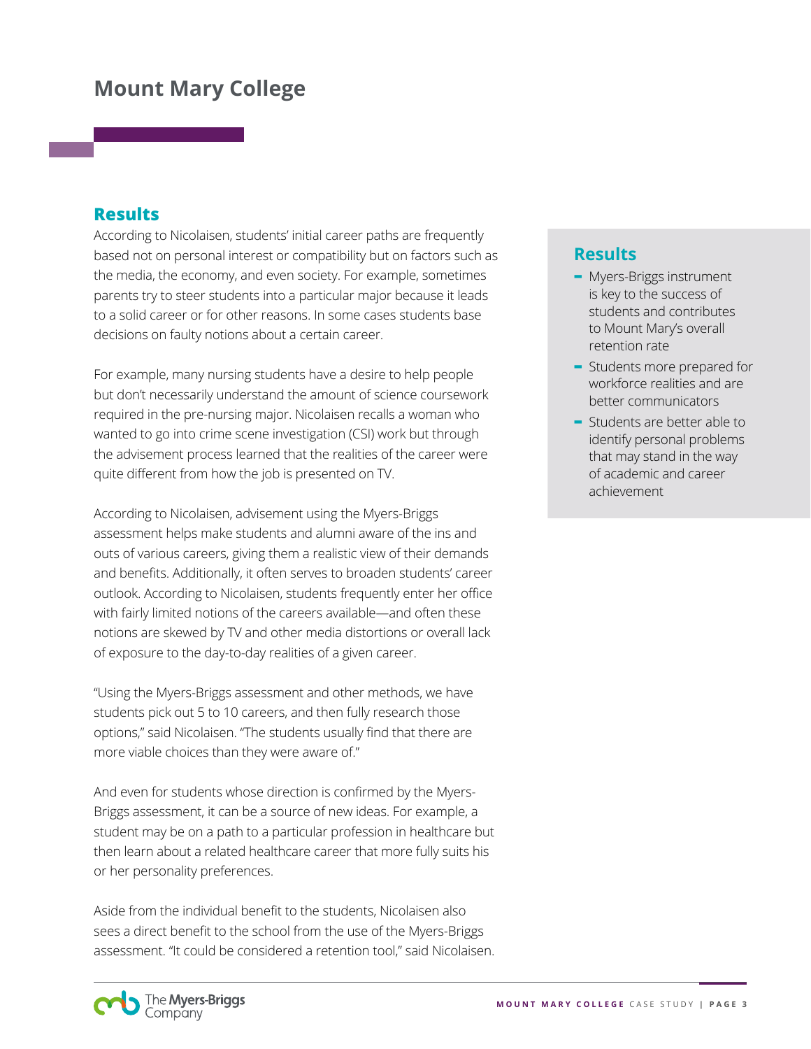# Mount Mary College

## Results

According to Nicolaisen, students' initial career paths are frequently based not on personal interest or compatibility but on factors such as the media, the economy, and even society. For example, sometimes parents try to steer students into a particular major because it leads to a solid career or for other reasons. In some cases students base decisions on faulty notions about a certain career.

For example, many nursing students have a desire to help people but don't necessarily understand the amount of science coursework required in the pre-nursing major. Nicolaisen recalls a woman who wanted to go into crime scene investigation (CSI) work but through the advisement process learned that the realities of the career were quite different from how the job is presented on TV.

According to Nicolaisen, advisement using the Myers-Briggs assessment helps make students and alumni aware of the ins and outs of various careers, giving them a realistic view of their demands and benefits. Additionally, it often serves to broaden students' career outlook. According to Nicolaisen, students frequently enter her office with fairly limited notions of the careers available—and often these notions are skewed by TV and other media distortions or overall lack of exposure to the day-to-day realities of a given career.

"Using the Myers-Briggs assessment and other methods, we have students pick out 5 to 10 careers, and then fully research those options," said Nicolaisen. "The students usually find that there are more viable choices than they were aware of."

And even for students whose direction is confirmed by the Myers-Briggs assessment, it can be a source of new ideas. For example, a student may be on a path to a particular profession in healthcare but then learn about a related healthcare career that more fully suits his or her personality preferences.

Aside from the individual benefit to the students, Nicolaisen also sees a direct benefit to the school from the use of the Myers-Briggs assessment. "It could be considered a retention tool," said Nicolaisen.

## Results

- Myers-Briggs instrument is key to the success of students and contributes to Mount Mary's overall retention rate
- Students more prepared for workforce realities and are better communicators
- Students are better able to identify personal problems that may stand in the way of academic and career achievement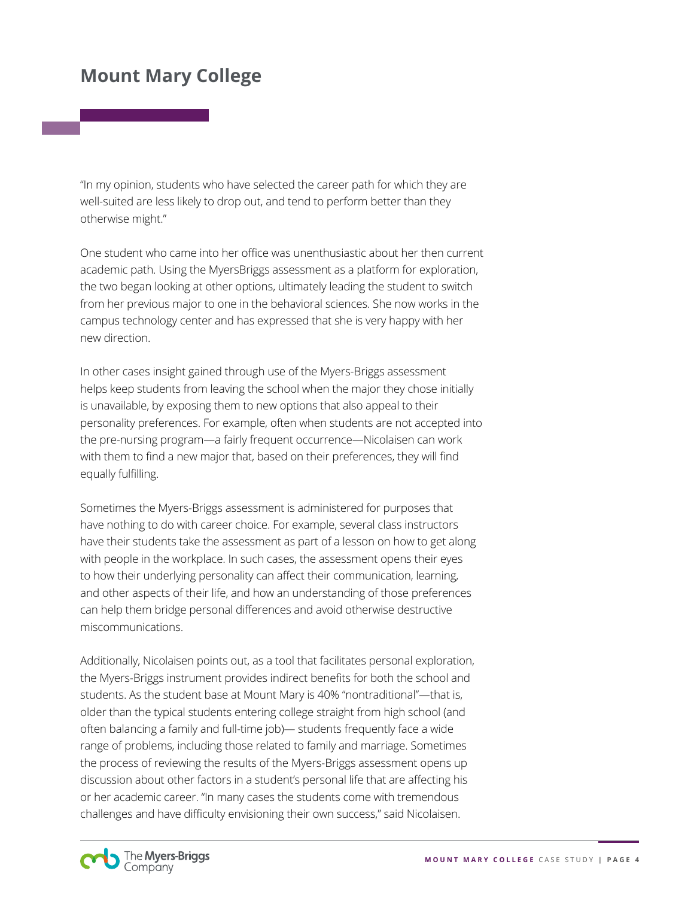# Mount Mary College

"In my opinion, students who have selected the career path for which they are well-suited are less likely to drop out, and tend to perform better than they otherwise might."

One student who came into her office was unenthusiastic about her then current academic path. Using the MyersBriggs assessment as a platform for exploration, the two began looking at other options, ultimately leading the student to switch from her previous major to one in the behavioral sciences. She now works in the campus technology center and has expressed that she is very happy with her new direction.

In other cases insight gained through use of the Myers-Briggs assessment helps keep students from leaving the school when the major they chose initially is unavailable, by exposing them to new options that also appeal to their personality preferences. For example, often when students are not accepted into the pre-nursing program—a fairly frequent occurrence—Nicolaisen can work with them to find a new major that, based on their preferences, they will find equally fulfilling.

Sometimes the Myers-Briggs assessment is administered for purposes that have nothing to do with career choice. For example, several class instructors have their students take the assessment as part of a lesson on how to get along with people in the workplace. In such cases, the assessment opens their eyes to how their underlying personality can affect their communication, learning, and other aspects of their life, and how an understanding of those preferences can help them bridge personal differences and avoid otherwise destructive miscommunications.

Additionally, Nicolaisen points out, as a tool that facilitates personal exploration, the Myers-Briggs instrument provides indirect benefits for both the school and students. As the student base at Mount Mary is 40% "nontraditional"—that is, older than the typical students entering college straight from high school (and often balancing a family and full-time job)— students frequently face a wide range of problems, including those related to family and marriage. Sometimes the process of reviewing the results of the Myers-Briggs assessment opens up discussion about other factors in a student's personal life that are affecting his or her academic career. "In many cases the students come with tremendous challenges and have difficulty envisioning their own success," said Nicolaisen.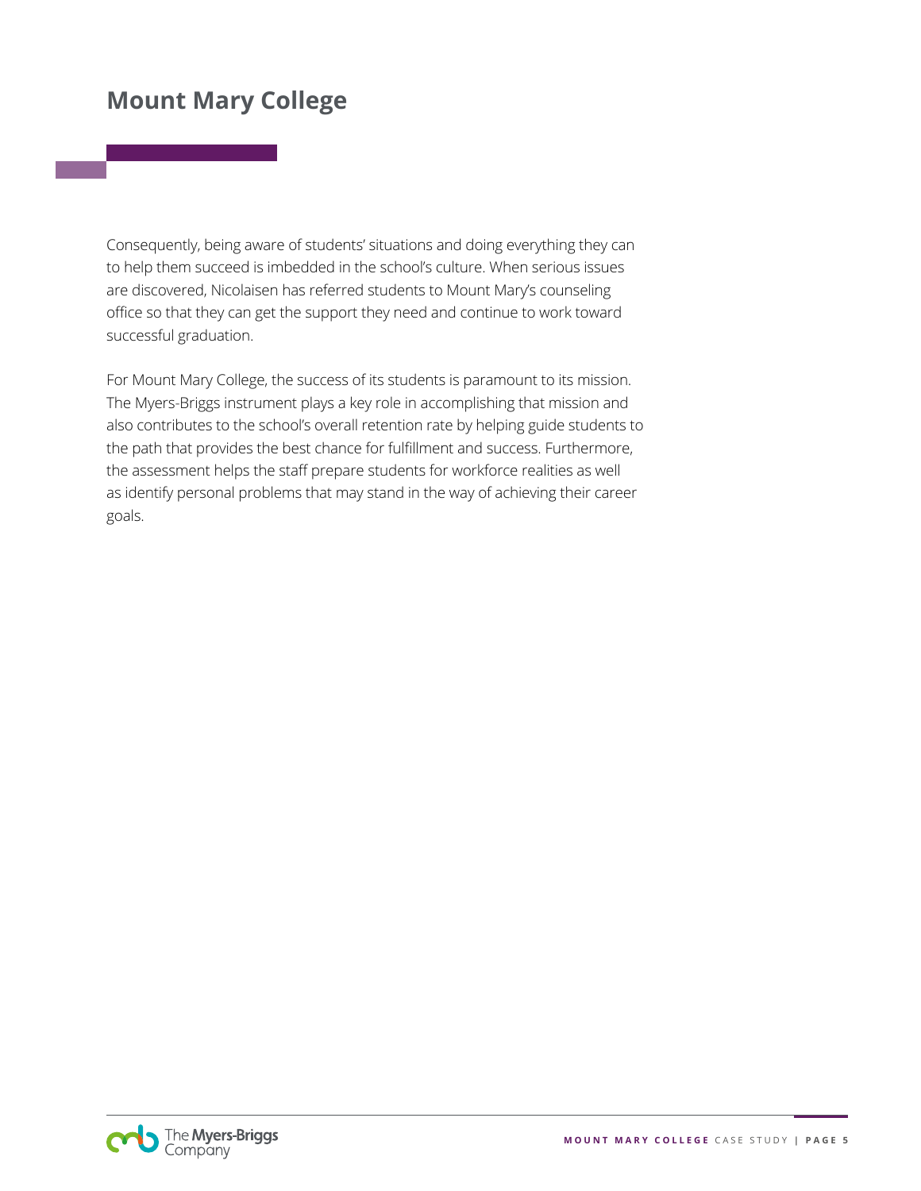# Mount Mary College

Consequently, being aware of students' situations and doing everything they can to help them succeed is imbedded in the school's culture. When serious issues are discovered, Nicolaisen has referred students to Mount Mary's counseling office so that they can get the support they need and continue to work toward successful graduation.

For Mount Mary College, the success of its students is paramount to its mission. The Myers-Briggs instrument plays a key role in accomplishing that mission and also contributes to the school's overall retention rate by helping guide students to the path that provides the best chance for fulfillment and success. Furthermore, the assessment helps the staff prepare students for workforce realities as well as identify personal problems that may stand in the way of achieving their career goals.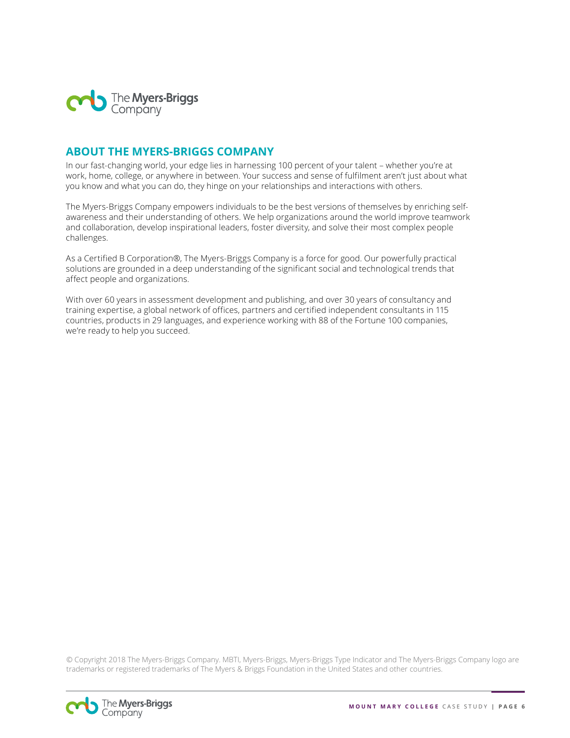## ABOUT THE MYERS-BRIGGS COMPANY

In our fast-changing world, your edge lies in harnessing 100 percent of your talent – whether you're at work, home, college, or anywhere in between. Your success and sense of fulfilment aren't just about what you know and what you can do, they hinge on your relationships and interactions with others.

The Myers-Briggs Company empowers individuals to be the best versions of themselves by enriching self-awareness and their understanding of others. We help organizations around the world improve teamwork and collaboration, develop inspirational leaders, foster diversity, and solve their most complex people challenges.

As a Certified B Corporation®, The Myers-Briggs Company is a force for good. Our powerfully practical solutions are grounded in a deep understanding of the significant social and technological trends that affect people and organizations.

With over 60 years in assessment development and publishing, and over 30 years of consultancy and training expertise, a global network of offices, partners and certified independent consultants in 115 countries, products in 29 languages, and experience working with 88 of the Fortune 100 companies, we're ready to help you succeed.

© Copyright 2018 The Myers-Briggs Company. MBTI, Myers-Briggs, Myers-Briggs Type Indicator and The Myers-Briggs Company logo are trademarks or registered trademarks of The Myers & Briggs Foundation in the United States and other countries.